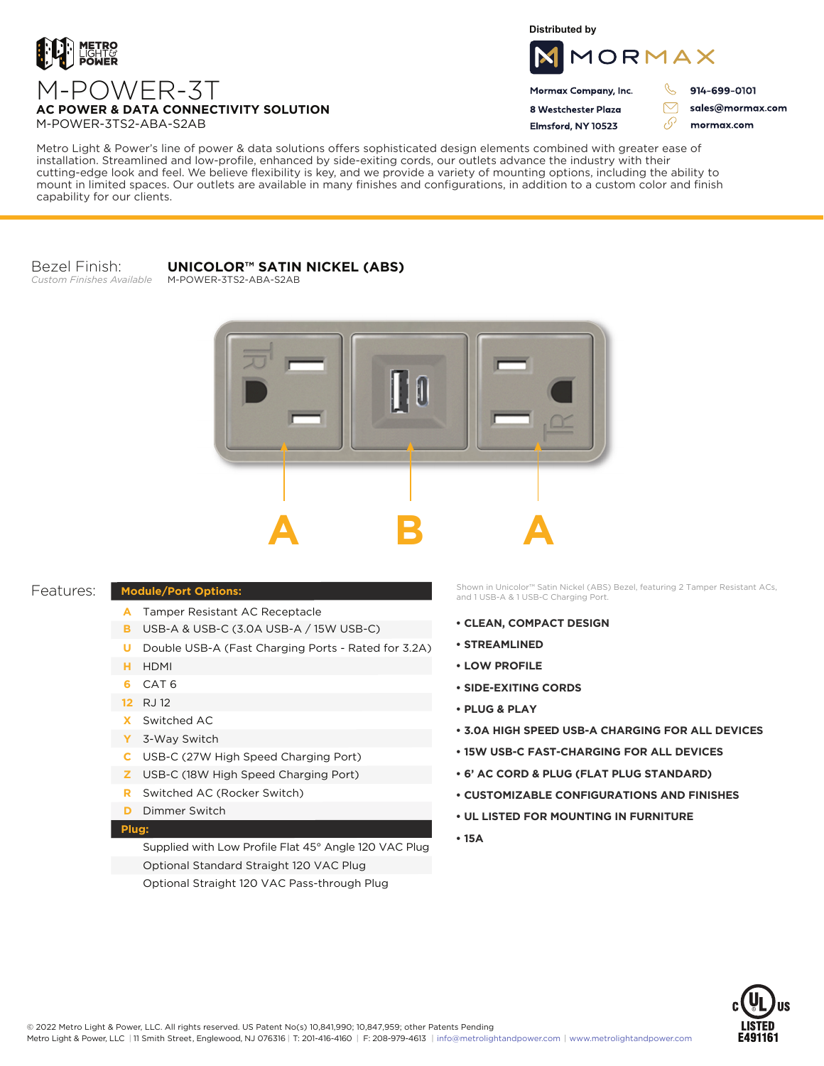METRO LIGHT & POWER

# M-POWER-3T

**AC POWER & DATA CONNECTIVITY SOLUTION**

M-POWER-3TS2-ABA-S2AB

Distributed by

MORMAX

**Mormax Company, Inc.**
**8 Westchester Plaza**
**Elmsford, NY 10523**

**914-699-0101**
**sales@mormax.com**
**mormax.com**

Metro Light & Power's line of power & data solutions offers sophisticated design elements combined with greater ease of installation. Streamlined and low-profile, enhanced by side-exiting cords, our outlets advance the industry with their cutting-edge look and feel. We believe flexibility is key, and we provide a variety of mounting options, including the ability to mount in limited spaces. Our outlets are available in many finishes and configurations, in addition to a custom color and finish capability for our clients.

Bezel Finish: **UNICOLOR™ SATIN NICKEL (ABS)**
*Custom Finishes Available*
M-POWER-3TS2-ABA-S2AB

A B A

Features:

| Module/Port Options: | |
|---|---|
| A | Tamper Resistant AC Receptacle |
| B | USB-A & USB-C (3.0A USB-A / 15W USB-C) |
| U | Double USB-A (Fast Charging Ports - Rated for 3.2A) |
| H | HDMI |
| 6 | CAT 6 |
| 12 | RJ 12 |
| X | Switched AC |
| Y | 3-Way Switch |
| C | USB-C (27W High Speed Charging Port) |
| Z | USB-C (18W High Speed Charging Port) |
| R | Switched AC (Rocker Switch) |
| D | Dimmer Switch |
| **Plug:** | |
| | Supplied with Low Profile Flat 45° Angle 120 VAC Plug |
| | Optional Standard Straight 120 VAC Plug |
| | Optional Straight 120 VAC Pass-through Plug |

Shown in Unicolor™ Satin Nickel (ABS) Bezel, featuring 2 Tamper Resistant ACs, and 1 USB-A & 1 USB-C Charging Port.

- **CLEAN, COMPACT DESIGN**
- **STREAMLINED**
- **LOW PROFILE**
- **SIDE-EXITING CORDS**
- **PLUG & PLAY**
- **3.0A HIGH SPEED USB-A CHARGING FOR ALL DEVICES**
- **15W USB-C FAST-CHARGING FOR ALL DEVICES**
- **6' AC CORD & PLUG (FLAT PLUG STANDARD)**
- **CUSTOMIZABLE CONFIGURATIONS AND FINISHES**
- **UL LISTED FOR MOUNTING IN FURNITURE**
- **15A**

© 2022 Metro Light & Power, LLC. All rights reserved. US Patent No(s) 10,841,990; 10,847,959; other Patents Pending
Metro Light & Power, LLC | 11 Smith Street, Englewood, NJ 076316 | T: 201-416-4160 | F: 208-979-4613 | info@metrolightandpower.com | www.metrolightandpower.com

c UL US LISTED E491161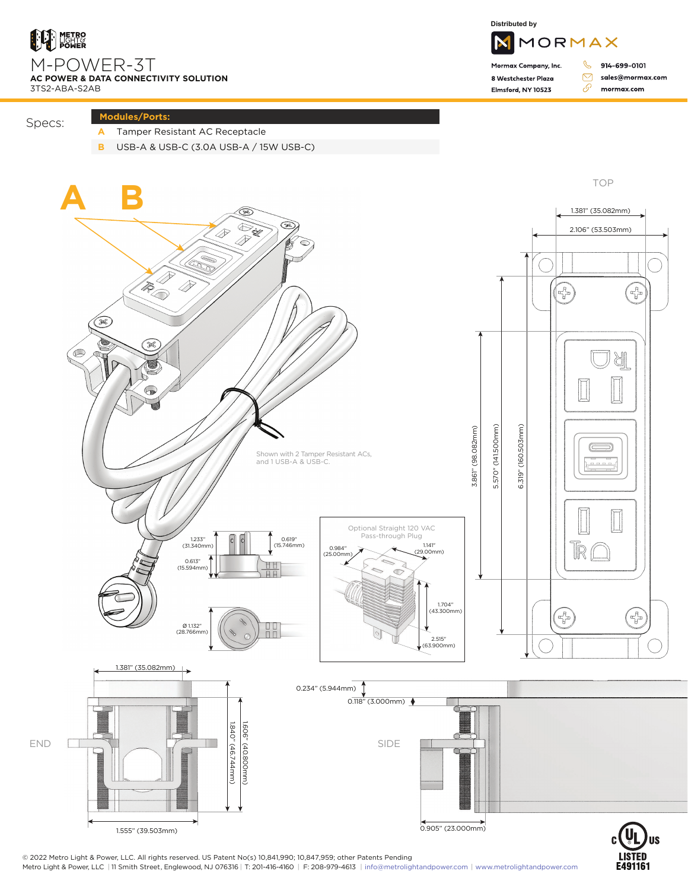# M-POWER-3T

**AC POWER & DATA CONNECTIVITY SOLUTION**

3TS2-ABA-S2AB

Distributed by MORMAX

Mormax Company, Inc.
8 Westchester Plaza
Elmsford, NY 10523

914-699-0101
sales@mormax.com
mormax.com

## Specs:

| Modules/Ports: | |
|---|---|
| A | Tamper Resistant AC Receptacle |
| B | USB-A & USB-C (3.0A USB-A / 15W USB-C) |

A B

Shown with 2 Tamper Resistant ACs, and 1 USB-A & USB-C.

TOP

1.381" (35.082mm)
2.106" (53.503mm)
3.861" (98.082mm)
5.570" (141.500mm)
6.319" (160.503mm)

1.233" (31.340mm)
0.619" (15.746mm)
0.613" (15.594mm)
Ø 1.132" (28.766mm)

Optional Straight 120 VAC Pass-through Plug

0.984" (25.00mm)
1.141" (29.00mm)
1.704" (43.300mm)
2.515" (63.900mm)

END

1.381" (35.082mm)
1.840" (46.744mm)
1.606" (40.800mm)
1.555" (39.503mm)

SIDE

0.234" (5.944mm)
0.118" (3.000mm)
0.905" (23.000mm)

c UL US LISTED E491161

© 2022 Metro Light & Power, LLC. All rights reserved. US Patent No(s) 10,841,990; 10,847,959; other Patents Pending
Metro Light & Power, LLC | 11 Smith Street, Englewood, NJ 076316 | T: 201-416-4160 | F: 208-979-4613 | info@metrolightandpower.com | www.metrolightandpower.com